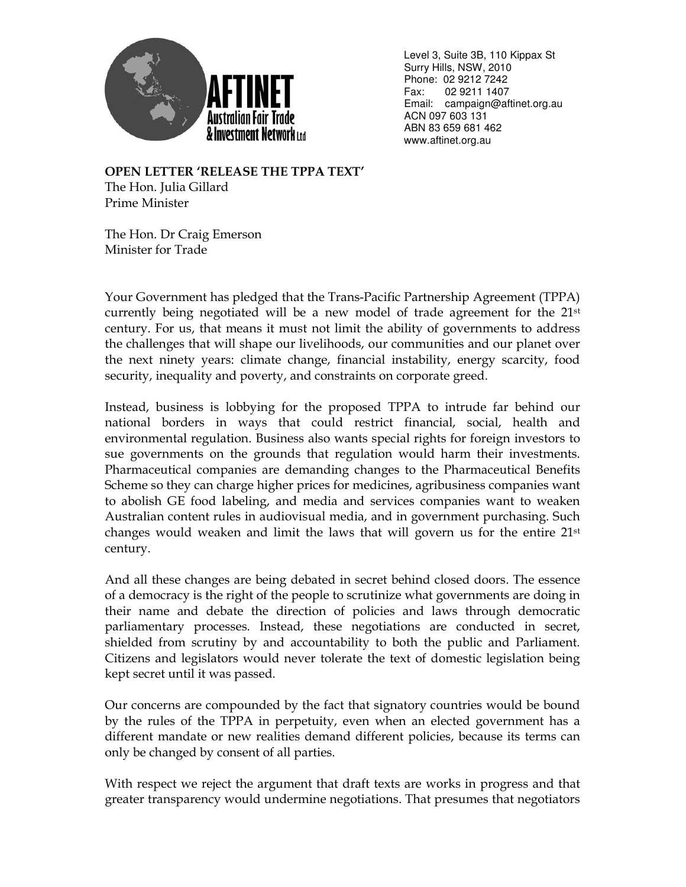**AFTINET**
Australian Fair Trade & Investment Network Ltd

Level 3, Suite 3B, 110 Kippax St
Surry Hills, NSW, 2010
Phone: 02 9212 7242
Fax: 02 9211 1407
Email: campaign@aftinet.org.au
ACN 097 603 131
ABN 83 659 681 462
www.aftinet.org.au

**OPEN LETTER 'RELEASE THE TPPA TEXT'**
The Hon. Julia Gillard
Prime Minister

The Hon. Dr Craig Emerson
Minister for Trade

Your Government has pledged that the Trans-Pacific Partnership Agreement (TPPA) currently being negotiated will be a new model of trade agreement for the 21st century. For us, that means it must not limit the ability of governments to address the challenges that will shape our livelihoods, our communities and our planet over the next ninety years: climate change, financial instability, energy scarcity, food security, inequality and poverty, and constraints on corporate greed.

Instead, business is lobbying for the proposed TPPA to intrude far behind our national borders in ways that could restrict financial, social, health and environmental regulation. Business also wants special rights for foreign investors to sue governments on the grounds that regulation would harm their investments. Pharmaceutical companies are demanding changes to the Pharmaceutical Benefits Scheme so they can charge higher prices for medicines, agribusiness companies want to abolish GE food labeling, and media and services companies want to weaken Australian content rules in audiovisual media, and in government purchasing. Such changes would weaken and limit the laws that will govern us for the entire 21st century.

And all these changes are being debated in secret behind closed doors. The essence of a democracy is the right of the people to scrutinize what governments are doing in their name and debate the direction of policies and laws through democratic parliamentary processes. Instead, these negotiations are conducted in secret, shielded from scrutiny by and accountability to both the public and Parliament. Citizens and legislators would never tolerate the text of domestic legislation being kept secret until it was passed.

Our concerns are compounded by the fact that signatory countries would be bound by the rules of the TPPA in perpetuity, even when an elected government has a different mandate or new realities demand different policies, because its terms can only be changed by consent of all parties.

With respect we reject the argument that draft texts are works in progress and that greater transparency would undermine negotiations. That presumes that negotiators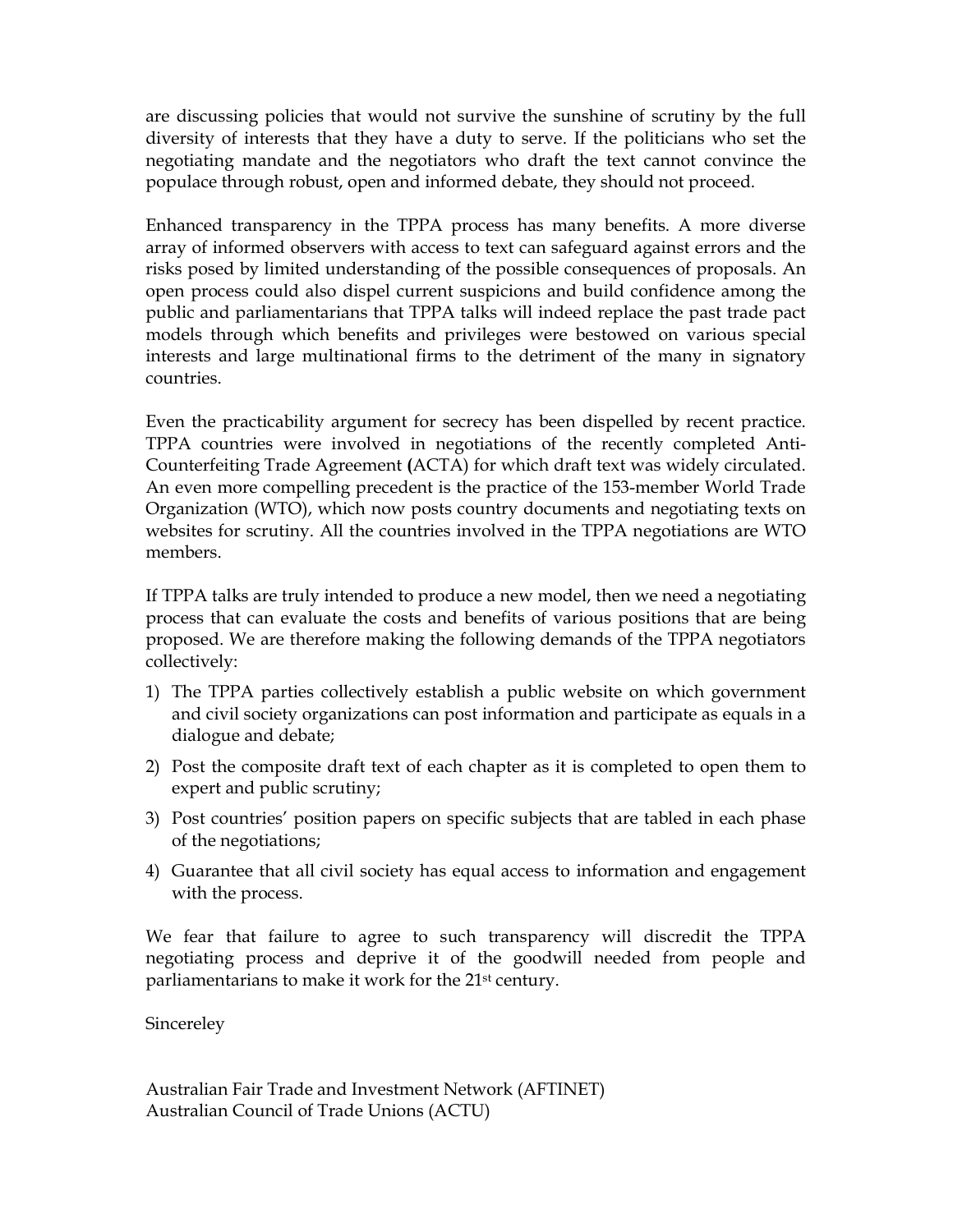are discussing policies that would not survive the sunshine of scrutiny by the full diversity of interests that they have a duty to serve. If the politicians who set the negotiating mandate and the negotiators who draft the text cannot convince the populace through robust, open and informed debate, they should not proceed.

Enhanced transparency in the TPPA process has many benefits. A more diverse array of informed observers with access to text can safeguard against errors and the risks posed by limited understanding of the possible consequences of proposals. An open process could also dispel current suspicions and build confidence among the public and parliamentarians that TPPA talks will indeed replace the past trade pact models through which benefits and privileges were bestowed on various special interests and large multinational firms to the detriment of the many in signatory countries.

Even the practicability argument for secrecy has been dispelled by recent practice. TPPA countries were involved in negotiations of the recently completed Anti-Counterfeiting Trade Agreement (ACTA) for which draft text was widely circulated. An even more compelling precedent is the practice of the 153-member World Trade Organization (WTO), which now posts country documents and negotiating texts on websites for scrutiny. All the countries involved in the TPPA negotiations are WTO members.

If TPPA talks are truly intended to produce a new model, then we need a negotiating process that can evaluate the costs and benefits of various positions that are being proposed. We are therefore making the following demands of the TPPA negotiators collectively:

1) The TPPA parties collectively establish a public website on which government and civil society organizations can post information and participate as equals in a dialogue and debate;
2) Post the composite draft text of each chapter as it is completed to open them to expert and public scrutiny;
3) Post countries' position papers on specific subjects that are tabled in each phase of the negotiations;
4) Guarantee that all civil society has equal access to information and engagement with the process.

We fear that failure to agree to such transparency will discredit the TPPA negotiating process and deprive it of the goodwill needed from people and parliamentarians to make it work for the 21st century.

Sincereley

Australian Fair Trade and Investment Network (AFTINET)
Australian Council of Trade Unions (ACTU)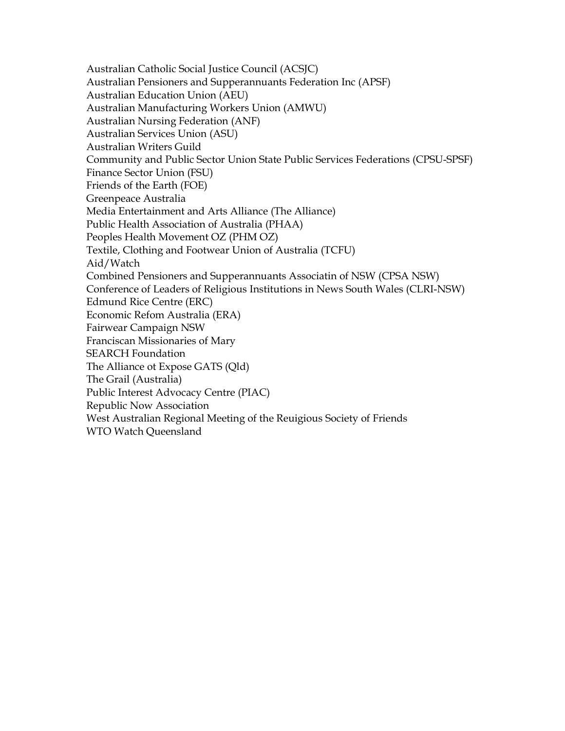Australian Catholic Social Justice Council (ACSJC)
Australian Pensioners and Supperannuants Federation Inc (APSF)
Australian Education Union (AEU)
Australian Manufacturing Workers Union (AMWU)
Australian Nursing Federation (ANF)
Australian Services Union (ASU)
Australian Writers Guild
Community and Public Sector Union State Public Services Federations (CPSU-SPSF)
Finance Sector Union (FSU)
Friends of the Earth (FOE)
Greenpeace Australia
Media Entertainment and Arts Alliance (The Alliance)
Public Health Association of Australia (PHAA)
Peoples Health Movement OZ (PHM OZ)
Textile, Clothing and Footwear Union of Australia (TCFU)
Aid/Watch
Combined Pensioners and Supperannuants Associatin of NSW (CPSA NSW)
Conference of Leaders of Religious Institutions in News South Wales (CLRI-NSW)
Edmund Rice Centre (ERC)
Economic Refom Australia (ERA)
Fairwear Campaign NSW
Franciscan Missionaries of Mary
SEARCH Foundation
The Alliance ot Expose GATS (Qld)
The Grail (Australia)
Public Interest Advocacy Centre (PIAC)
Republic Now Association
West Australian Regional Meeting of the Reuigious Society of Friends
WTO Watch Queensland